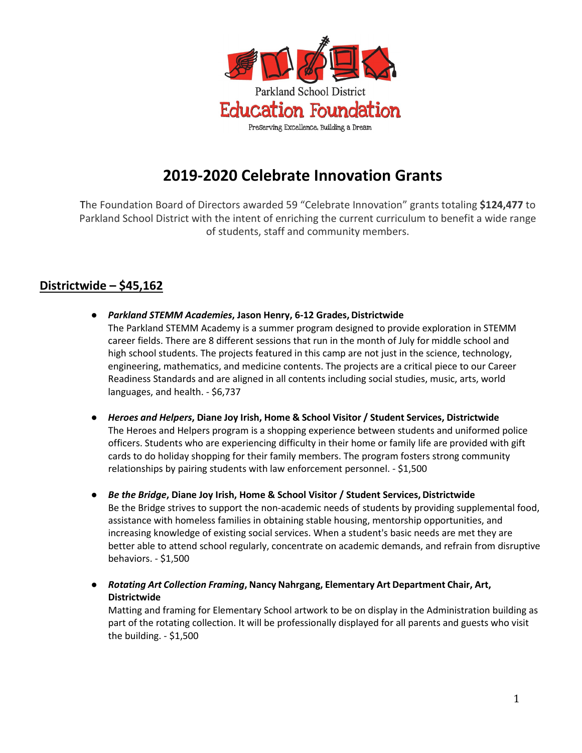Parkland School District

Education Foundation

Preserving Excellence, Building a Dream

# 2019-2020 Celebrate Innovation Grants

The Foundation Board of Directors awarded 59 "Celebrate Innovation" grants totaling **$124,477** to Parkland School District with the intent of enriching the current curriculum to benefit a wide range of students, staff and community members.

## Districtwide – $45,162

- ***Parkland STEMM Academies*, Jason Henry, 6-12 Grades, Districtwide**
  The Parkland STEMM Academy is a summer program designed to provide exploration in STEMM career fields. There are 8 different sessions that run in the month of July for middle school and high school students. The projects featured in this camp are not just in the science, technology, engineering, mathematics, and medicine contents. The projects are a critical piece to our Career Readiness Standards and are aligned in all contents including social studies, music, arts, world languages, and health. - $6,737

- ***Heroes and Helpers*, Diane Joy Irish, Home & School Visitor / Student Services, Districtwide**
  The Heroes and Helpers program is a shopping experience between students and uniformed police officers. Students who are experiencing difficulty in their home or family life are provided with gift cards to do holiday shopping for their family members. The program fosters strong community relationships by pairing students with law enforcement personnel. - $1,500

- ***Be the Bridge*, Diane Joy Irish, Home & School Visitor / Student Services, Districtwide**
  Be the Bridge strives to support the non-academic needs of students by providing supplemental food, assistance with homeless families in obtaining stable housing, mentorship opportunities, and increasing knowledge of existing social services. When a student's basic needs are met they are better able to attend school regularly, concentrate on academic demands, and refrain from disruptive behaviors. - $1,500

- ***Rotating Art Collection Framing*, Nancy Nahrgang, Elementary Art Department Chair, Art, Districtwide**
  Matting and framing for Elementary School artwork to be on display in the Administration building as part of the rotating collection. It will be professionally displayed for all parents and guests who visit the building. - $1,500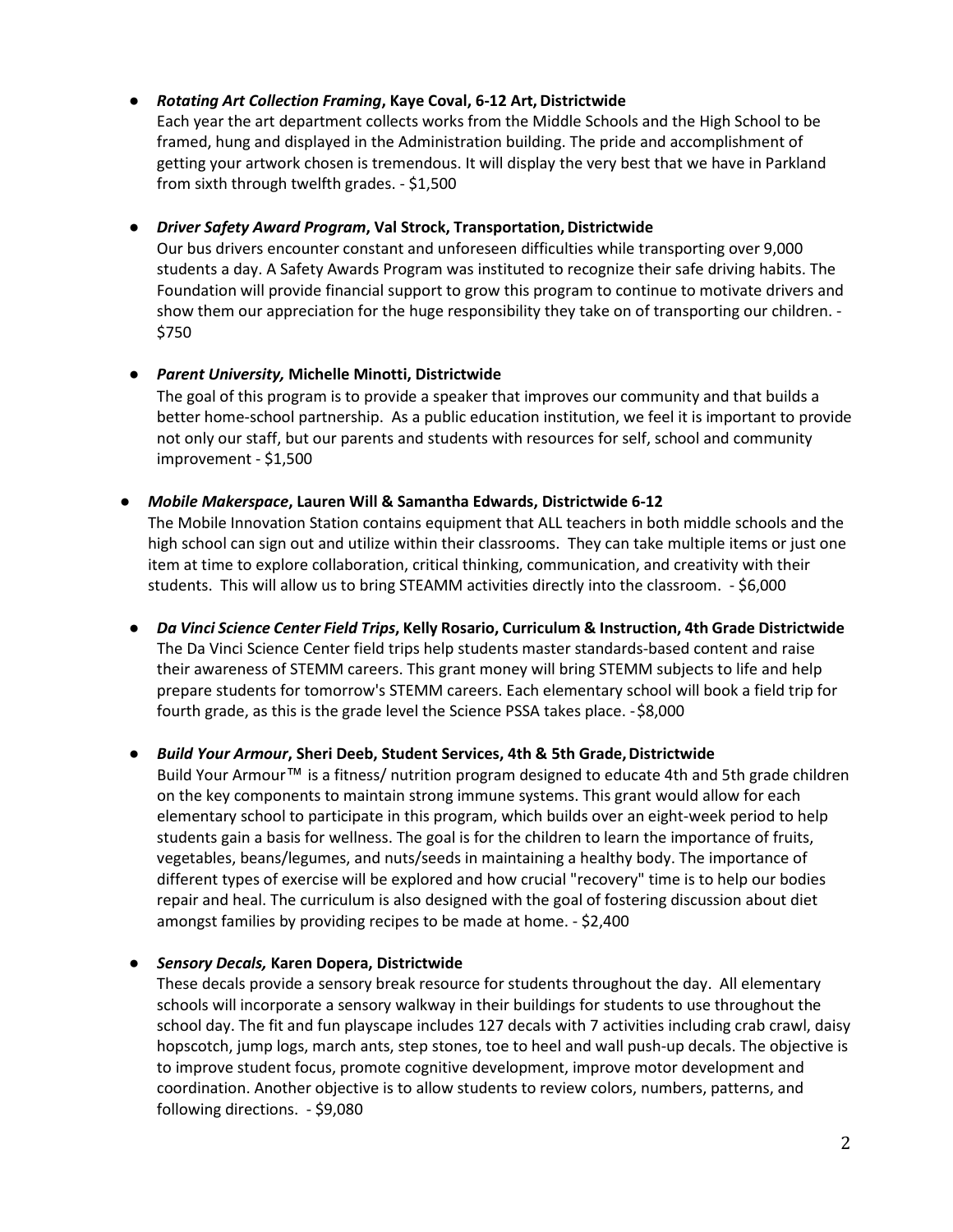- ***Rotating Art Collection Framing*, Kaye Coval, 6-12 Art, Districtwide**
  Each year the art department collects works from the Middle Schools and the High School to be framed, hung and displayed in the Administration building. The pride and accomplishment of getting your artwork chosen is tremendous. It will display the very best that we have in Parkland from sixth through twelfth grades. - $1,500

- ***Driver Safety Award Program*, Val Strock, Transportation, Districtwide**
  Our bus drivers encounter constant and unforeseen difficulties while transporting over 9,000 students a day. A Safety Awards Program was instituted to recognize their safe driving habits. The Foundation will provide financial support to grow this program to continue to motivate drivers and show them our appreciation for the huge responsibility they take on of transporting our children. - $750

- ***Parent University,* Michelle Minotti, Districtwide**
  The goal of this program is to provide a speaker that improves our community and that builds a better home-school partnership. As a public education institution, we feel it is important to provide not only our staff, but our parents and students with resources for self, school and community improvement - $1,500

- ***Mobile Makerspace*, Lauren Will & Samantha Edwards, Districtwide 6-12**
  The Mobile Innovation Station contains equipment that ALL teachers in both middle schools and the high school can sign out and utilize within their classrooms. They can take multiple items or just one item at time to explore collaboration, critical thinking, communication, and creativity with their students. This will allow us to bring STEAMM activities directly into the classroom. - $6,000

- ***Da Vinci Science Center Field Trips*, Kelly Rosario, Curriculum & Instruction, 4th Grade Districtwide**
  The Da Vinci Science Center field trips help students master standards-based content and raise their awareness of STEMM careers. This grant money will bring STEMM subjects to life and help prepare students for tomorrow's STEMM careers. Each elementary school will book a field trip for fourth grade, as this is the grade level the Science PSSA takes place. -$8,000

- ***Build Your Armour*, Sheri Deeb, Student Services, 4th & 5th Grade, Districtwide**
  Build Your Armour™ is a fitness/ nutrition program designed to educate 4th and 5th grade children on the key components to maintain strong immune systems. This grant would allow for each elementary school to participate in this program, which builds over an eight-week period to help students gain a basis for wellness. The goal is for the children to learn the importance of fruits, vegetables, beans/legumes, and nuts/seeds in maintaining a healthy body. The importance of different types of exercise will be explored and how crucial "recovery" time is to help our bodies repair and heal. The curriculum is also designed with the goal of fostering discussion about diet amongst families by providing recipes to be made at home. - $2,400

- ***Sensory Decals,* Karen Dopera, Districtwide**
  These decals provide a sensory break resource for students throughout the day. All elementary schools will incorporate a sensory walkway in their buildings for students to use throughout the school day. The fit and fun playscape includes 127 decals with 7 activities including crab crawl, daisy hopscotch, jump logs, march ants, step stones, toe to heel and wall push-up decals. The objective is to improve student focus, promote cognitive development, improve motor development and coordination. Another objective is to allow students to review colors, numbers, patterns, and following directions. - $9,080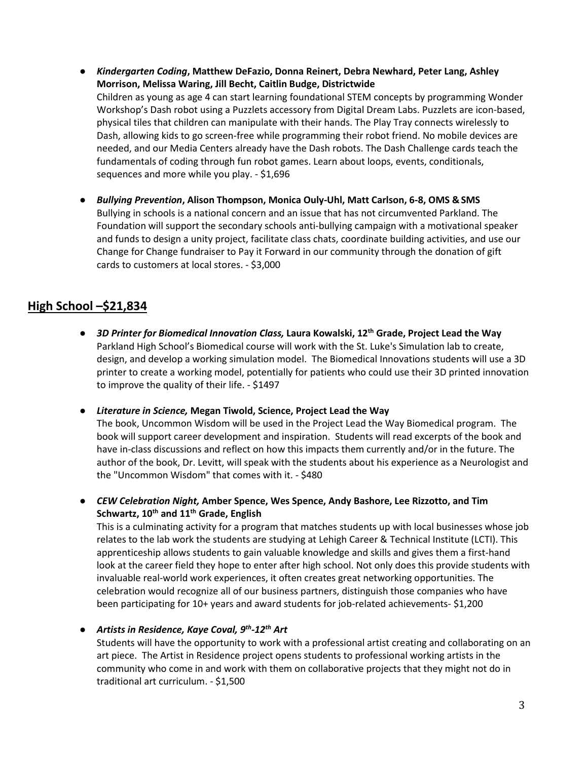- ***Kindergarten Coding*, Matthew DeFazio, Donna Reinert, Debra Newhard, Peter Lang, Ashley Morrison, Melissa Waring, Jill Becht, Caitlin Budge, Districtwide**
  Children as young as age 4 can start learning foundational STEM concepts by programming Wonder Workshop's Dash robot using a Puzzlets accessory from Digital Dream Labs. Puzzlets are icon-based, physical tiles that children can manipulate with their hands. The Play Tray connects wirelessly to Dash, allowing kids to go screen-free while programming their robot friend. No mobile devices are needed, and our Media Centers already have the Dash robots. The Dash Challenge cards teach the fundamentals of coding through fun robot games. Learn about loops, events, conditionals, sequences and more while you play. - $1,696

- ***Bullying Prevention*, Alison Thompson, Monica Ouly-Uhl, Matt Carlson, 6-8, OMS & SMS**
  Bullying in schools is a national concern and an issue that has not circumvented Parkland. The Foundation will support the secondary schools anti-bullying campaign with a motivational speaker and funds to design a unity project, facilitate class chats, coordinate building activities, and use our Change for Change fundraiser to Pay it Forward in our community through the donation of gift cards to customers at local stores. - $3,000

## High School –$21,834

- ***3D Printer for Biomedical Innovation Class,* Laura Kowalski, 12th Grade, Project Lead the Way**
  Parkland High School's Biomedical course will work with the St. Luke's Simulation lab to create, design, and develop a working simulation model. The Biomedical Innovations students will use a 3D printer to create a working model, potentially for patients who could use their 3D printed innovation to improve the quality of their life. - $1497

- ***Literature in Science,* Megan Tiwold, Science, Project Lead the Way**
  The book, Uncommon Wisdom will be used in the Project Lead the Way Biomedical program. The book will support career development and inspiration. Students will read excerpts of the book and have in-class discussions and reflect on how this impacts them currently and/or in the future. The author of the book, Dr. Levitt, will speak with the students about his experience as a Neurologist and the "Uncommon Wisdom" that comes with it. - $480

- ***CEW Celebration Night,* Amber Spence, Wes Spence, Andy Bashore, Lee Rizzotto, and Tim Schwartz, 10th and 11th Grade, English**
  This is a culminating activity for a program that matches students up with local businesses whose job relates to the lab work the students are studying at Lehigh Career & Technical Institute (LCTI). This apprenticeship allows students to gain valuable knowledge and skills and gives them a first-hand look at the career field they hope to enter after high school. Not only does this provide students with invaluable real-world work experiences, it often creates great networking opportunities. The celebration would recognize all of our business partners, distinguish those companies who have been participating for 10+ years and award students for job-related achievements- $1,200

- ***Artists in Residence, Kaye Coval, 9th-12th Art***
  Students will have the opportunity to work with a professional artist creating and collaborating on an art piece. The Artist in Residence project opens students to professional working artists in the community who come in and work with them on collaborative projects that they might not do in traditional art curriculum. - $1,500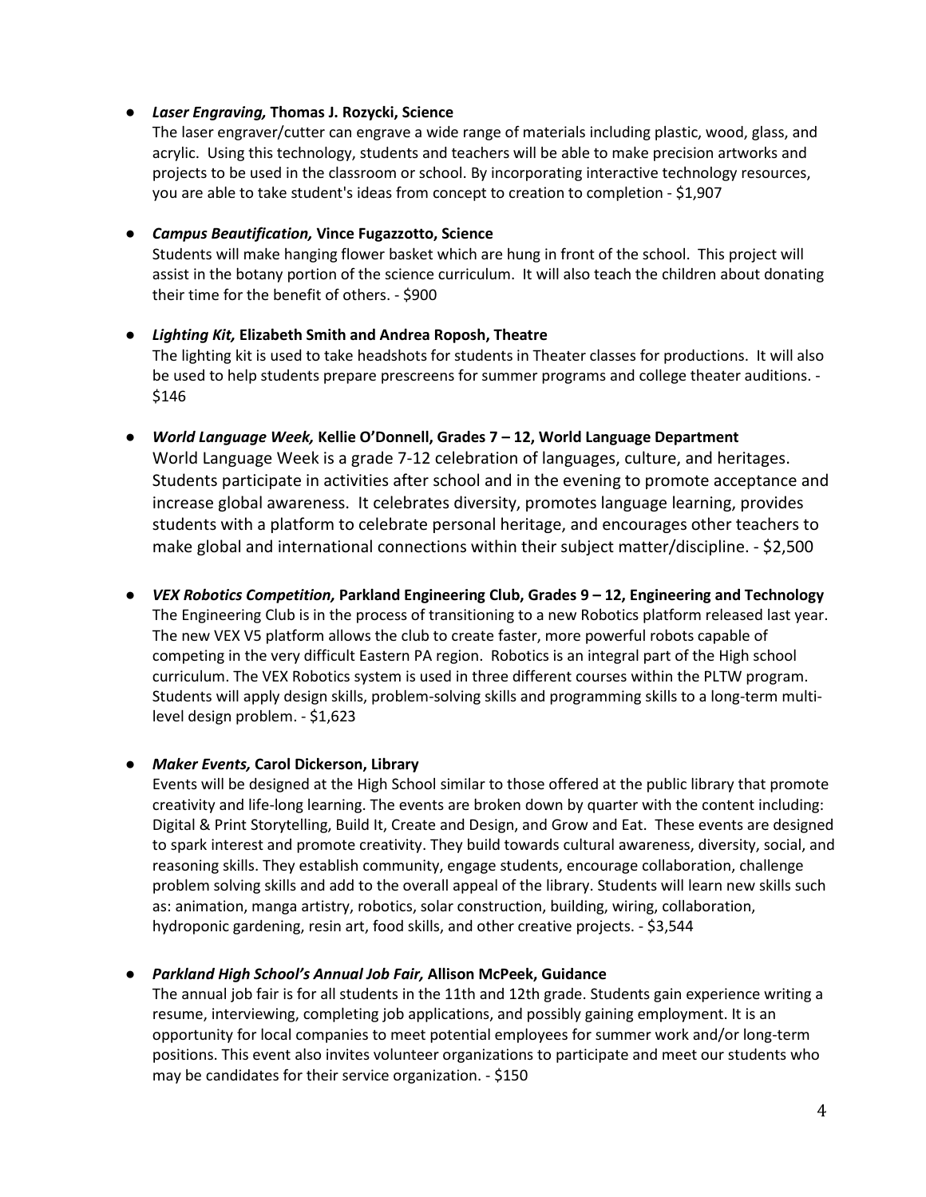- ***Laser Engraving,* Thomas J. Rozycki, Science**
  The laser engraver/cutter can engrave a wide range of materials including plastic, wood, glass, and acrylic. Using this technology, students and teachers will be able to make precision artworks and projects to be used in the classroom or school. By incorporating interactive technology resources, you are able to take student's ideas from concept to creation to completion - $1,907

- ***Campus Beautification,* Vince Fugazzotto, Science**
  Students will make hanging flower basket which are hung in front of the school. This project will assist in the botany portion of the science curriculum. It will also teach the children about donating their time for the benefit of others. - $900

- ***Lighting Kit,* Elizabeth Smith and Andrea Roposh, Theatre**
  The lighting kit is used to take headshots for students in Theater classes for productions. It will also be used to help students prepare prescreens for summer programs and college theater auditions. - $146

- ***World Language Week,* Kellie O'Donnell, Grades 7 – 12, World Language Department**
  World Language Week is a grade 7-12 celebration of languages, culture, and heritages. Students participate in activities after school and in the evening to promote acceptance and increase global awareness. It celebrates diversity, promotes language learning, provides students with a platform to celebrate personal heritage, and encourages other teachers to make global and international connections within their subject matter/discipline. - $2,500

- ***VEX Robotics Competition,* Parkland Engineering Club, Grades 9 – 12, Engineering and Technology**
  The Engineering Club is in the process of transitioning to a new Robotics platform released last year. The new VEX V5 platform allows the club to create faster, more powerful robots capable of competing in the very difficult Eastern PA region. Robotics is an integral part of the High school curriculum. The VEX Robotics system is used in three different courses within the PLTW program. Students will apply design skills, problem-solving skills and programming skills to a long-term multi-level design problem. - $1,623

- ***Maker Events,* Carol Dickerson, Library**
  Events will be designed at the High School similar to those offered at the public library that promote creativity and life-long learning. The events are broken down by quarter with the content including: Digital & Print Storytelling, Build It, Create and Design, and Grow and Eat. These events are designed to spark interest and promote creativity. They build towards cultural awareness, diversity, social, and reasoning skills. They establish community, engage students, encourage collaboration, challenge problem solving skills and add to the overall appeal of the library. Students will learn new skills such as: animation, manga artistry, robotics, solar construction, building, wiring, collaboration, hydroponic gardening, resin art, food skills, and other creative projects. - $3,544

- ***Parkland High School's Annual Job Fair,* Allison McPeek, Guidance**
  The annual job fair is for all students in the 11th and 12th grade. Students gain experience writing a resume, interviewing, completing job applications, and possibly gaining employment. It is an opportunity for local companies to meet potential employees for summer work and/or long-term positions. This event also invites volunteer organizations to participate and meet our students who may be candidates for their service organization. - $150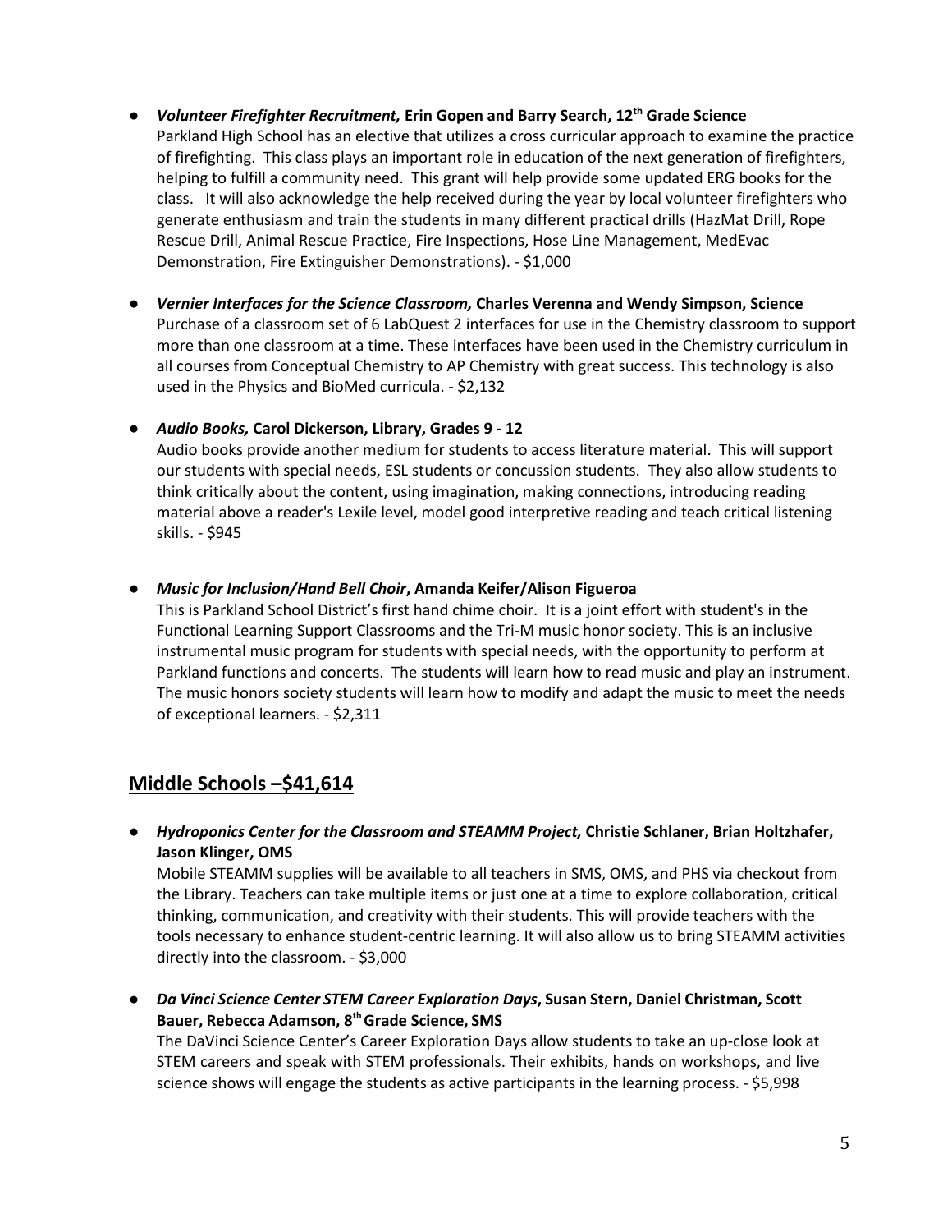- ***Volunteer Firefighter Recruitment,* Erin Gopen and Barry Search, 12th Grade Science**
  Parkland High School has an elective that utilizes a cross curricular approach to examine the practice of firefighting. This class plays an important role in education of the next generation of firefighters, helping to fulfill a community need. This grant will help provide some updated ERG books for the class. It will also acknowledge the help received during the year by local volunteer firefighters who generate enthusiasm and train the students in many different practical drills (HazMat Drill, Rope Rescue Drill, Animal Rescue Practice, Fire Inspections, Hose Line Management, MedEvac Demonstration, Fire Extinguisher Demonstrations). - $1,000

- ***Vernier Interfaces for the Science Classroom,* Charles Verenna and Wendy Simpson, Science**
  Purchase of a classroom set of 6 LabQuest 2 interfaces for use in the Chemistry classroom to support more than one classroom at a time. These interfaces have been used in the Chemistry curriculum in all courses from Conceptual Chemistry to AP Chemistry with great success. This technology is also used in the Physics and BioMed curricula. - $2,132

- ***Audio Books,* Carol Dickerson, Library, Grades 9 - 12**
  Audio books provide another medium for students to access literature material. This will support our students with special needs, ESL students or concussion students. They also allow students to think critically about the content, using imagination, making connections, introducing reading material above a reader's Lexile level, model good interpretive reading and teach critical listening skills. - $945

- ***Music for Inclusion/Hand Bell Choir*, Amanda Keifer/Alison Figueroa**
  This is Parkland School District's first hand chime choir. It is a joint effort with student's in the Functional Learning Support Classrooms and the Tri-M music honor society. This is an inclusive instrumental music program for students with special needs, with the opportunity to perform at Parkland functions and concerts. The students will learn how to read music and play an instrument. The music honors society students will learn how to modify and adapt the music to meet the needs of exceptional learners. - $2,311

## Middle Schools –$41,614

- ***Hydroponics Center for the Classroom and STEAMM Project,* Christie Schlaner, Brian Holtzhafer, Jason Klinger, OMS**
  Mobile STEAMM supplies will be available to all teachers in SMS, OMS, and PHS via checkout from the Library. Teachers can take multiple items or just one at a time to explore collaboration, critical thinking, communication, and creativity with their students. This will provide teachers with the tools necessary to enhance student-centric learning. It will also allow us to bring STEAMM activities directly into the classroom. - $3,000

- ***Da Vinci Science Center STEM Career Exploration Days*, Susan Stern, Daniel Christman, Scott Bauer, Rebecca Adamson, 8th Grade Science, SMS**
  The DaVinci Science Center's Career Exploration Days allow students to take an up-close look at STEM careers and speak with STEM professionals. Their exhibits, hands on workshops, and live science shows will engage the students as active participants in the learning process. - $5,998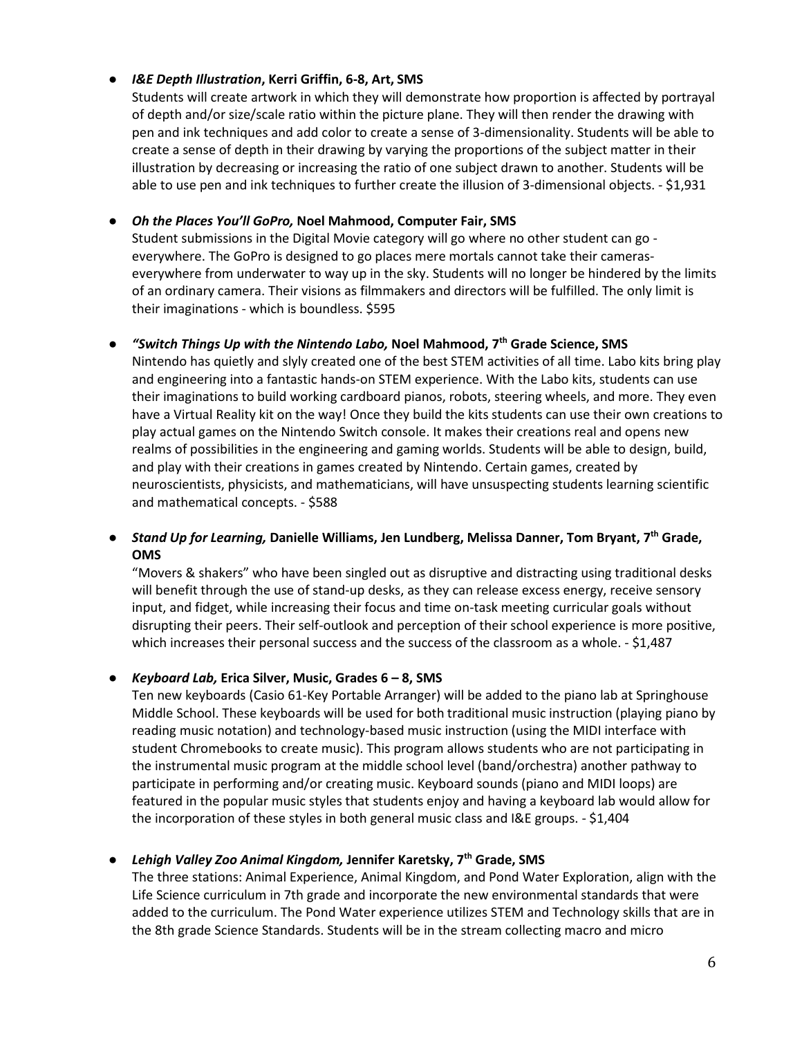- ***I&E Depth Illustration*, Kerri Griffin, 6-8, Art, SMS**

  Students will create artwork in which they will demonstrate how proportion is affected by portrayal of depth and/or size/scale ratio within the picture plane. They will then render the drawing with pen and ink techniques and add color to create a sense of 3-dimensionality. Students will be able to create a sense of depth in their drawing by varying the proportions of the subject matter in their illustration by decreasing or increasing the ratio of one subject drawn to another. Students will be able to use pen and ink techniques to further create the illusion of 3-dimensional objects. - $1,931

- ***Oh the Places You'll GoPro,* Noel Mahmood, Computer Fair, SMS**

  Student submissions in the Digital Movie category will go where no other student can go - everywhere. The GoPro is designed to go places mere mortals cannot take their cameras- everywhere from underwater to way up in the sky. Students will no longer be hindered by the limits of an ordinary camera. Their visions as filmmakers and directors will be fulfilled. The only limit is their imaginations - which is boundless. $595

- ***"Switch Things Up with the Nintendo Labo,* Noel Mahmood, 7th Grade Science, SMS**

  Nintendo has quietly and slyly created one of the best STEM activities of all time. Labo kits bring play and engineering into a fantastic hands-on STEM experience. With the Labo kits, students can use their imaginations to build working cardboard pianos, robots, steering wheels, and more. They even have a Virtual Reality kit on the way! Once they build the kits students can use their own creations to play actual games on the Nintendo Switch console. It makes their creations real and opens new realms of possibilities in the engineering and gaming worlds. Students will be able to design, build, and play with their creations in games created by Nintendo. Certain games, created by neuroscientists, physicists, and mathematicians, will have unsuspecting students learning scientific and mathematical concepts. - $588

- ***Stand Up for Learning,* Danielle Williams, Jen Lundberg, Melissa Danner, Tom Bryant, 7th Grade, OMS**

  "Movers & shakers" who have been singled out as disruptive and distracting using traditional desks will benefit through the use of stand-up desks, as they can release excess energy, receive sensory input, and fidget, while increasing their focus and time on-task meeting curricular goals without disrupting their peers. Their self-outlook and perception of their school experience is more positive, which increases their personal success and the success of the classroom as a whole. - $1,487

- ***Keyboard Lab,* Erica Silver, Music, Grades 6 – 8, SMS**

  Ten new keyboards (Casio 61-Key Portable Arranger) will be added to the piano lab at Springhouse Middle School. These keyboards will be used for both traditional music instruction (playing piano by reading music notation) and technology-based music instruction (using the MIDI interface with student Chromebooks to create music). This program allows students who are not participating in the instrumental music program at the middle school level (band/orchestra) another pathway to participate in performing and/or creating music. Keyboard sounds (piano and MIDI loops) are featured in the popular music styles that students enjoy and having a keyboard lab would allow for the incorporation of these styles in both general music class and I&E groups. - $1,404

- ***Lehigh Valley Zoo Animal Kingdom,* Jennifer Karetsky, 7th Grade, SMS**

  The three stations: Animal Experience, Animal Kingdom, and Pond Water Exploration, align with the Life Science curriculum in 7th grade and incorporate the new environmental standards that were added to the curriculum. The Pond Water experience utilizes STEM and Technology skills that are in the 8th grade Science Standards. Students will be in the stream collecting macro and micro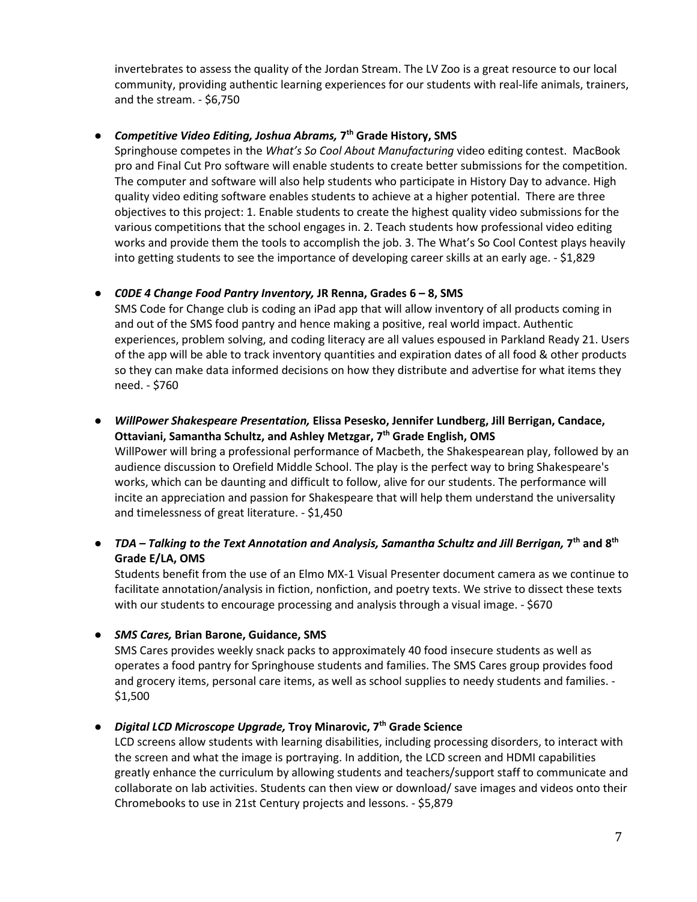invertebrates to assess the quality of the Jordan Stream. The LV Zoo is a great resource to our local community, providing authentic learning experiences for our students with real-life animals, trainers, and the stream. - $6,750

- ***Competitive Video Editing, Joshua Abrams,* 7th Grade History, SMS**
  Springhouse competes in the *What's So Cool About Manufacturing* video editing contest. MacBook pro and Final Cut Pro software will enable students to create better submissions for the competition. The computer and software will also help students who participate in History Day to advance. High quality video editing software enables students to achieve at a higher potential. There are three objectives to this project: 1. Enable students to create the highest quality video submissions for the various competitions that the school engages in. 2. Teach students how professional video editing works and provide them the tools to accomplish the job. 3. The What's So Cool Contest plays heavily into getting students to see the importance of developing career skills at an early age. - $1,829

- ***C0DE 4 Change Food Pantry Inventory,* JR Renna, Grades 6 – 8, SMS**
  SMS Code for Change club is coding an iPad app that will allow inventory of all products coming in and out of the SMS food pantry and hence making a positive, real world impact. Authentic experiences, problem solving, and coding literacy are all values espoused in Parkland Ready 21. Users of the app will be able to track inventory quantities and expiration dates of all food & other products so they can make data informed decisions on how they distribute and advertise for what items they need. - $760

- ***WillPower Shakespeare Presentation,* Elissa Pesesko, Jennifer Lundberg, Jill Berrigan, Candace, Ottaviani, Samantha Schultz, and Ashley Metzgar, 7th Grade English, OMS**
  WillPower will bring a professional performance of Macbeth, the Shakespearean play, followed by an audience discussion to Orefield Middle School. The play is the perfect way to bring Shakespeare's works, which can be daunting and difficult to follow, alive for our students. The performance will incite an appreciation and passion for Shakespeare that will help them understand the universality and timelessness of great literature. - $1,450

- ***TDA – Talking to the Text Annotation and Analysis, Samantha Schultz and Jill Berrigan,* 7th and 8th Grade E/LA, OMS**
  Students benefit from the use of an Elmo MX-1 Visual Presenter document camera as we continue to facilitate annotation/analysis in fiction, nonfiction, and poetry texts. We strive to dissect these texts with our students to encourage processing and analysis through a visual image. - $670

- ***SMS Cares,* Brian Barone, Guidance, SMS**
  SMS Cares provides weekly snack packs to approximately 40 food insecure students as well as operates a food pantry for Springhouse students and families. The SMS Cares group provides food and grocery items, personal care items, as well as school supplies to needy students and families. - $1,500

- ***Digital LCD Microscope Upgrade,* Troy Minarovic, 7th Grade Science**
  LCD screens allow students with learning disabilities, including processing disorders, to interact with the screen and what the image is portraying. In addition, the LCD screen and HDMI capabilities greatly enhance the curriculum by allowing students and teachers/support staff to communicate and collaborate on lab activities. Students can then view or download/ save images and videos onto their Chromebooks to use in 21st Century projects and lessons. - $5,879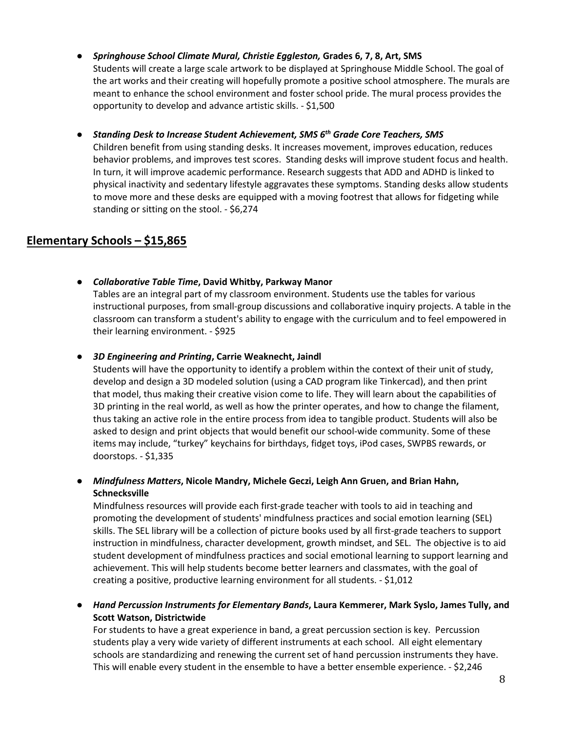- ***Springhouse School Climate Mural, Christie Eggleston,* Grades 6, 7, 8, Art, SMS**
  Students will create a large scale artwork to be displayed at Springhouse Middle School. The goal of the art works and their creating will hopefully promote a positive school atmosphere. The murals are meant to enhance the school environment and foster school pride. The mural process provides the opportunity to develop and advance artistic skills. - $1,500

- ***Standing Desk to Increase Student Achievement, SMS 6th Grade Core Teachers, SMS***
  Children benefit from using standing desks. It increases movement, improves education, reduces behavior problems, and improves test scores. Standing desks will improve student focus and health. In turn, it will improve academic performance. Research suggests that ADD and ADHD is linked to physical inactivity and sedentary lifestyle aggravates these symptoms. Standing desks allow students to move more and these desks are equipped with a moving footrest that allows for fidgeting while standing or sitting on the stool. - $6,274

## Elementary Schools – $15,865

- ***Collaborative Table Time*, David Whitby, Parkway Manor**
  Tables are an integral part of my classroom environment. Students use the tables for various instructional purposes, from small-group discussions and collaborative inquiry projects. A table in the classroom can transform a student's ability to engage with the curriculum and to feel empowered in their learning environment. - $925

- ***3D Engineering and Printing*, Carrie Weaknecht, Jaindl**
  Students will have the opportunity to identify a problem within the context of their unit of study, develop and design a 3D modeled solution (using a CAD program like Tinkercad), and then print that model, thus making their creative vision come to life. They will learn about the capabilities of 3D printing in the real world, as well as how the printer operates, and how to change the filament, thus taking an active role in the entire process from idea to tangible product. Students will also be asked to design and print objects that would benefit our school-wide community. Some of these items may include, "turkey" keychains for birthdays, fidget toys, iPod cases, SWPBS rewards, or doorstops. - $1,335

- ***Mindfulness Matters*, Nicole Mandry, Michele Geczi, Leigh Ann Gruen, and Brian Hahn, Schnecksville**
  Mindfulness resources will provide each first-grade teacher with tools to aid in teaching and promoting the development of students' mindfulness practices and social emotion learning (SEL) skills. The SEL library will be a collection of picture books used by all first-grade teachers to support instruction in mindfulness, character development, growth mindset, and SEL. The objective is to aid student development of mindfulness practices and social emotional learning to support learning and achievement. This will help students become better learners and classmates, with the goal of creating a positive, productive learning environment for all students. - $1,012

- ***Hand Percussion Instruments for Elementary Bands*, Laura Kemmerer, Mark Syslo, James Tully, and Scott Watson, Districtwide**
  For students to have a great experience in band, a great percussion section is key. Percussion students play a very wide variety of different instruments at each school. All eight elementary schools are standardizing and renewing the current set of hand percussion instruments they have. This will enable every student in the ensemble to have a better ensemble experience. - $2,246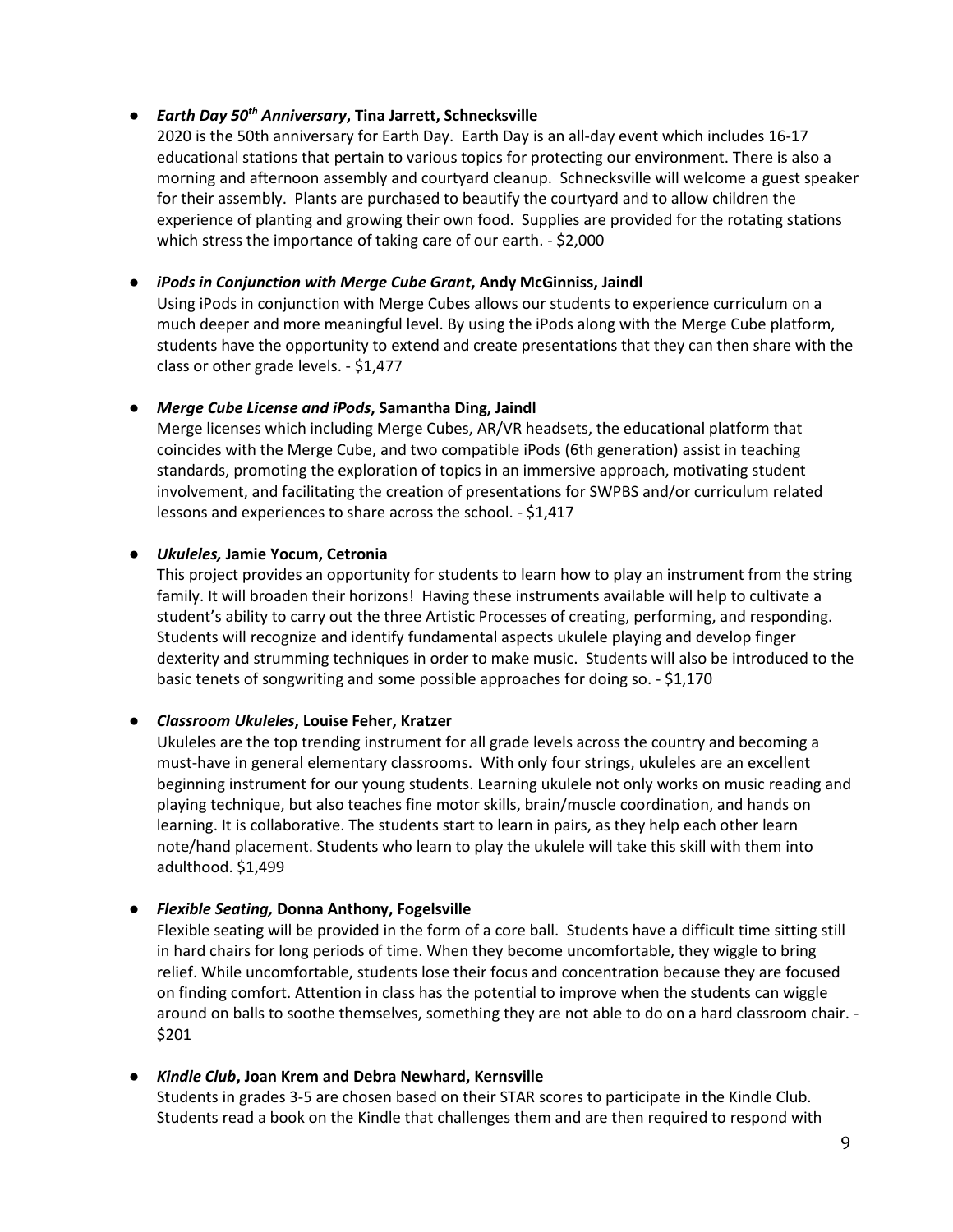- ***Earth Day 50th Anniversary*, Tina Jarrett, Schnecksville**
  2020 is the 50th anniversary for Earth Day. Earth Day is an all-day event which includes 16-17 educational stations that pertain to various topics for protecting our environment. There is also a morning and afternoon assembly and courtyard cleanup. Schnecksville will welcome a guest speaker for their assembly. Plants are purchased to beautify the courtyard and to allow children the experience of planting and growing their own food. Supplies are provided for the rotating stations which stress the importance of taking care of our earth. - $2,000

- ***iPods in Conjunction with Merge Cube Grant*, Andy McGinniss, Jaindl**
  Using iPods in conjunction with Merge Cubes allows our students to experience curriculum on a much deeper and more meaningful level. By using the iPods along with the Merge Cube platform, students have the opportunity to extend and create presentations that they can then share with the class or other grade levels. - $1,477

- ***Merge Cube License and iPods*, Samantha Ding, Jaindl**
  Merge licenses which including Merge Cubes, AR/VR headsets, the educational platform that coincides with the Merge Cube, and two compatible iPods (6th generation) assist in teaching standards, promoting the exploration of topics in an immersive approach, motivating student involvement, and facilitating the creation of presentations for SWPBS and/or curriculum related lessons and experiences to share across the school. - $1,417

- ***Ukuleles,* Jamie Yocum, Cetronia**
  This project provides an opportunity for students to learn how to play an instrument from the string family. It will broaden their horizons! Having these instruments available will help to cultivate a student's ability to carry out the three Artistic Processes of creating, performing, and responding. Students will recognize and identify fundamental aspects ukulele playing and develop finger dexterity and strumming techniques in order to make music. Students will also be introduced to the basic tenets of songwriting and some possible approaches for doing so. - $1,170

- ***Classroom Ukuleles*, Louise Feher, Kratzer**
  Ukuleles are the top trending instrument for all grade levels across the country and becoming a must-have in general elementary classrooms. With only four strings, ukuleles are an excellent beginning instrument for our young students. Learning ukulele not only works on music reading and playing technique, but also teaches fine motor skills, brain/muscle coordination, and hands on learning. It is collaborative. The students start to learn in pairs, as they help each other learn note/hand placement. Students who learn to play the ukulele will take this skill with them into adulthood. $1,499

- ***Flexible Seating,* Donna Anthony, Fogelsville**
  Flexible seating will be provided in the form of a core ball. Students have a difficult time sitting still in hard chairs for long periods of time. When they become uncomfortable, they wiggle to bring relief. While uncomfortable, students lose their focus and concentration because they are focused on finding comfort. Attention in class has the potential to improve when the students can wiggle around on balls to soothe themselves, something they are not able to do on a hard classroom chair. - $201

- ***Kindle Club*, Joan Krem and Debra Newhard, Kernsville**
  Students in grades 3-5 are chosen based on their STAR scores to participate in the Kindle Club. Students read a book on the Kindle that challenges them and are then required to respond with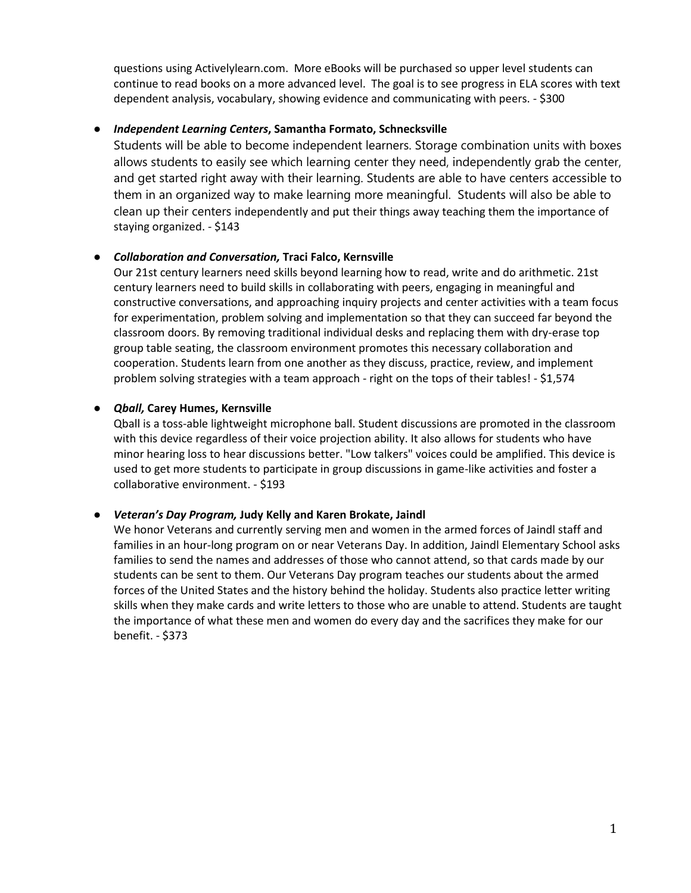questions using Activelylearn.com. More eBooks will be purchased so upper level students can continue to read books on a more advanced level. The goal is to see progress in ELA scores with text dependent analysis, vocabulary, showing evidence and communicating with peers. - $300

- ***Independent Learning Centers*, Samantha Formato, Schnecksville**

  Students will be able to become independent learners. Storage combination units with boxes allows students to easily see which learning center they need, independently grab the center, and get started right away with their learning. Students are able to have centers accessible to them in an organized way to make learning more meaningful. Students will also be able to clean up their centers independently and put their things away teaching them the importance of staying organized. - $143

- ***Collaboration and Conversation,* Traci Falco, Kernsville**

  Our 21st century learners need skills beyond learning how to read, write and do arithmetic. 21st century learners need to build skills in collaborating with peers, engaging in meaningful and constructive conversations, and approaching inquiry projects and center activities with a team focus for experimentation, problem solving and implementation so that they can succeed far beyond the classroom doors. By removing traditional individual desks and replacing them with dry-erase top group table seating, the classroom environment promotes this necessary collaboration and cooperation. Students learn from one another as they discuss, practice, review, and implement problem solving strategies with a team approach - right on the tops of their tables! - $1,574

- ***Qball,* Carey Humes, Kernsville**

  Qball is a toss-able lightweight microphone ball. Student discussions are promoted in the classroom with this device regardless of their voice projection ability. It also allows for students who have minor hearing loss to hear discussions better. "Low talkers" voices could be amplified. This device is used to get more students to participate in group discussions in game-like activities and foster a collaborative environment. - $193

- ***Veteran's Day Program,* Judy Kelly and Karen Brokate, Jaindl**

  We honor Veterans and currently serving men and women in the armed forces of Jaindl staff and families in an hour-long program on or near Veterans Day. In addition, Jaindl Elementary School asks families to send the names and addresses of those who cannot attend, so that cards made by our students can be sent to them. Our Veterans Day program teaches our students about the armed forces of the United States and the history behind the holiday. Students also practice letter writing skills when they make cards and write letters to those who are unable to attend. Students are taught the importance of what these men and women do every day and the sacrifices they make for our benefit. - $373